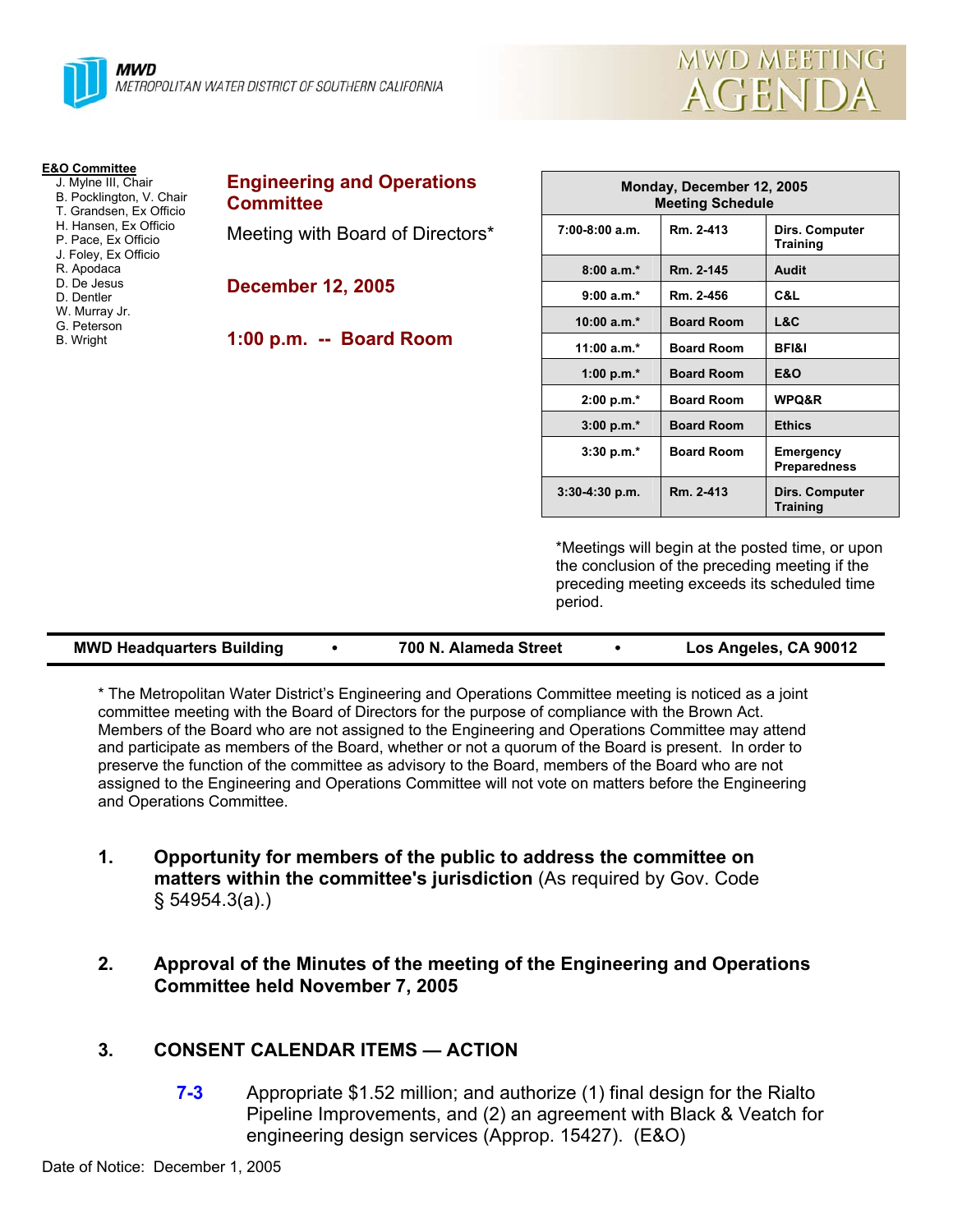**MWD**
METROPOLITAN WATER DISTRICT OF SOUTHERN CALIFORNIA

MWD MEETING AGENDA

**E&O Committee**
- J. Mylne III, Chair
- B. Pocklington, V. Chair
- T. Grandsen, Ex Officio
- H. Hansen, Ex Officio
- P. Pace, Ex Officio
- J. Foley, Ex Officio
- R. Apodaca
- D. De Jesus
- D. Dentler
- W. Murray Jr.
- G. Peterson
- B. Wright

# Engineering and Operations Committee

Meeting with Board of Directors*

## December 12, 2005

## 1:00 p.m. -- Board Room

| Monday, December 12, 2005 Meeting Schedule | | |
|---|---|---|
| 7:00-8:00 a.m. | Rm. 2-413 | Dirs. Computer Training |
| 8:00 a.m.* | Rm. 2-145 | Audit |
| 9:00 a.m.* | Rm. 2-456 | C&L |
| 10:00 a.m.* | Board Room | L&C |
| 11:00 a.m.* | Board Room | BFI&I |
| 1:00 p.m.* | Board Room | E&O |
| 2:00 p.m.* | Board Room | WPQ&R |
| 3:00 p.m.* | Board Room | Ethics |
| 3:30 p.m.* | Board Room | Emergency Preparedness |
| 3:30-4:30 p.m. | Rm. 2-413 | Dirs. Computer Training |

*Meetings will begin at the posted time, or upon the conclusion of the preceding meeting if the preceding meeting exceeds its scheduled time period.

**MWD Headquarters Building • 700 N. Alameda Street • Los Angeles, CA 90012**

* The Metropolitan Water District's Engineering and Operations Committee meeting is noticed as a joint committee meeting with the Board of Directors for the purpose of compliance with the Brown Act. Members of the Board who are not assigned to the Engineering and Operations Committee may attend and participate as members of the Board, whether or not a quorum of the Board is present. In order to preserve the function of the committee as advisory to the Board, members of the Board who are not assigned to the Engineering and Operations Committee will not vote on matters before the Engineering and Operations Committee.

1. **Opportunity for members of the public to address the committee on matters within the committee's jurisdiction** (As required by Gov. Code § 54954.3(a).)

2. **Approval of the Minutes of the meeting of the Engineering and Operations Committee held November 7, 2005**

3. **CONSENT CALENDAR ITEMS — ACTION**

   **7-3** Appropriate $1.52 million; and authorize (1) final design for the Rialto Pipeline Improvements, and (2) an agreement with Black & Veatch for engineering design services (Approp. 15427). (E&O)

Date of Notice: December 1, 2005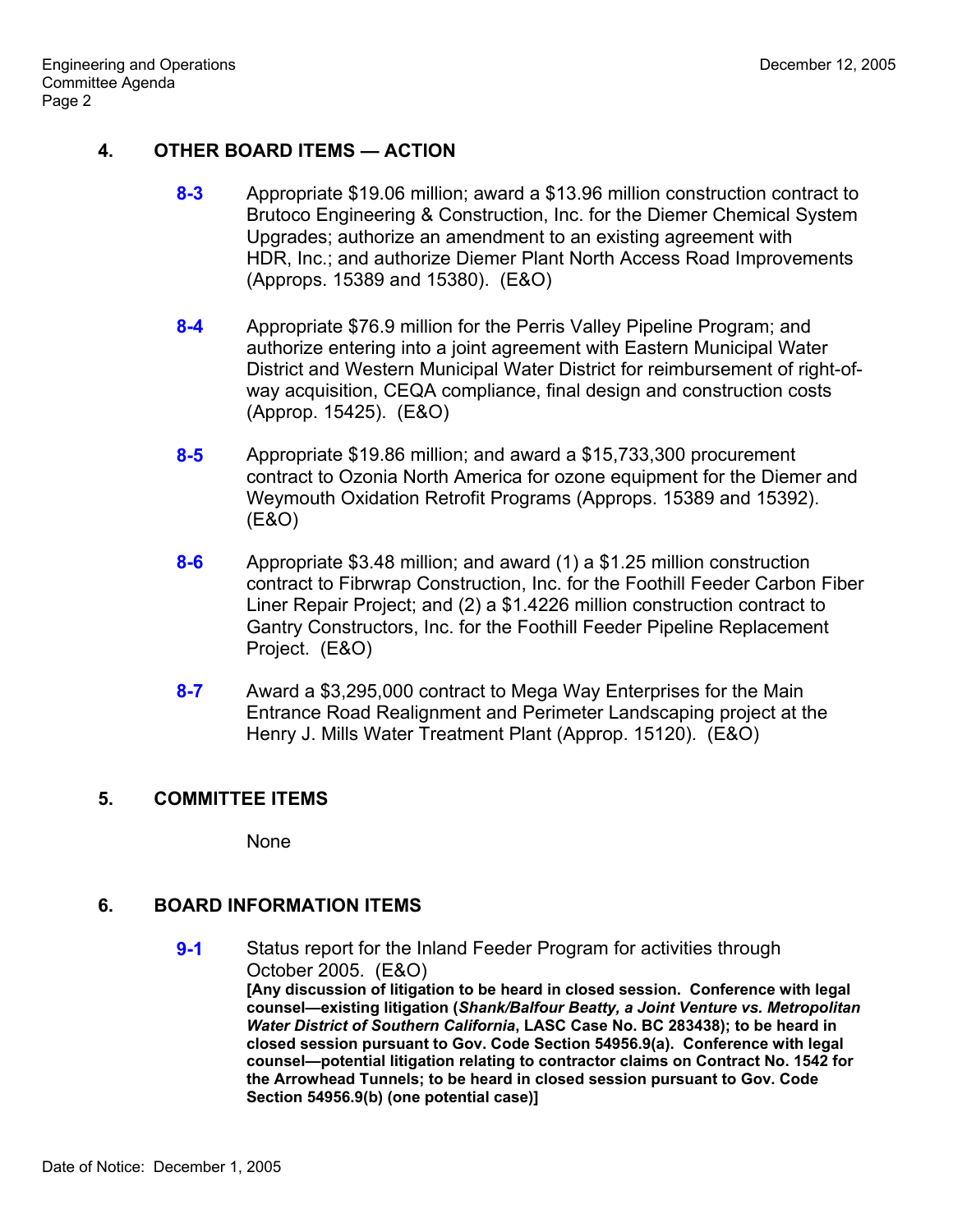## 4. OTHER BOARD ITEMS — ACTION

**8-3** Appropriate $19.06 million; award a $13.96 million construction contract to Brutoco Engineering & Construction, Inc. for the Diemer Chemical System Upgrades; authorize an amendment to an existing agreement with HDR, Inc.; and authorize Diemer Plant North Access Road Improvements (Approps. 15389 and 15380). (E&O)

**8-4** Appropriate $76.9 million for the Perris Valley Pipeline Program; and authorize entering into a joint agreement with Eastern Municipal Water District and Western Municipal Water District for reimbursement of right-of-way acquisition, CEQA compliance, final design and construction costs (Approp. 15425). (E&O)

**8-5** Appropriate $19.86 million; and award a $15,733,300 procurement contract to Ozonia North America for ozone equipment for the Diemer and Weymouth Oxidation Retrofit Programs (Approps. 15389 and 15392). (E&O)

**8-6** Appropriate $3.48 million; and award (1) a $1.25 million construction contract to Fibrwrap Construction, Inc. for the Foothill Feeder Carbon Fiber Liner Repair Project; and (2) a $1.4226 million construction contract to Gantry Constructors, Inc. for the Foothill Feeder Pipeline Replacement Project. (E&O)

**8-7** Award a $3,295,000 contract to Mega Way Enterprises for the Main Entrance Road Realignment and Perimeter Landscaping project at the Henry J. Mills Water Treatment Plant (Approp. 15120). (E&O)

## 5. COMMITTEE ITEMS

None

## 6. BOARD INFORMATION ITEMS

**9-1** Status report for the Inland Feeder Program for activities through October 2005. (E&O)
**[Any discussion of litigation to be heard in closed session. Conference with legal counsel—existing litigation (*Shank/Balfour Beatty, a Joint Venture vs. Metropolitan Water District of Southern California*, LASC Case No. BC 283438); to be heard in closed session pursuant to Gov. Code Section 54956.9(a). Conference with legal counsel—potential litigation relating to contractor claims on Contract No. 1542 for the Arrowhead Tunnels; to be heard in closed session pursuant to Gov. Code Section 54956.9(b) (one potential case)]**

Date of Notice: December 1, 2005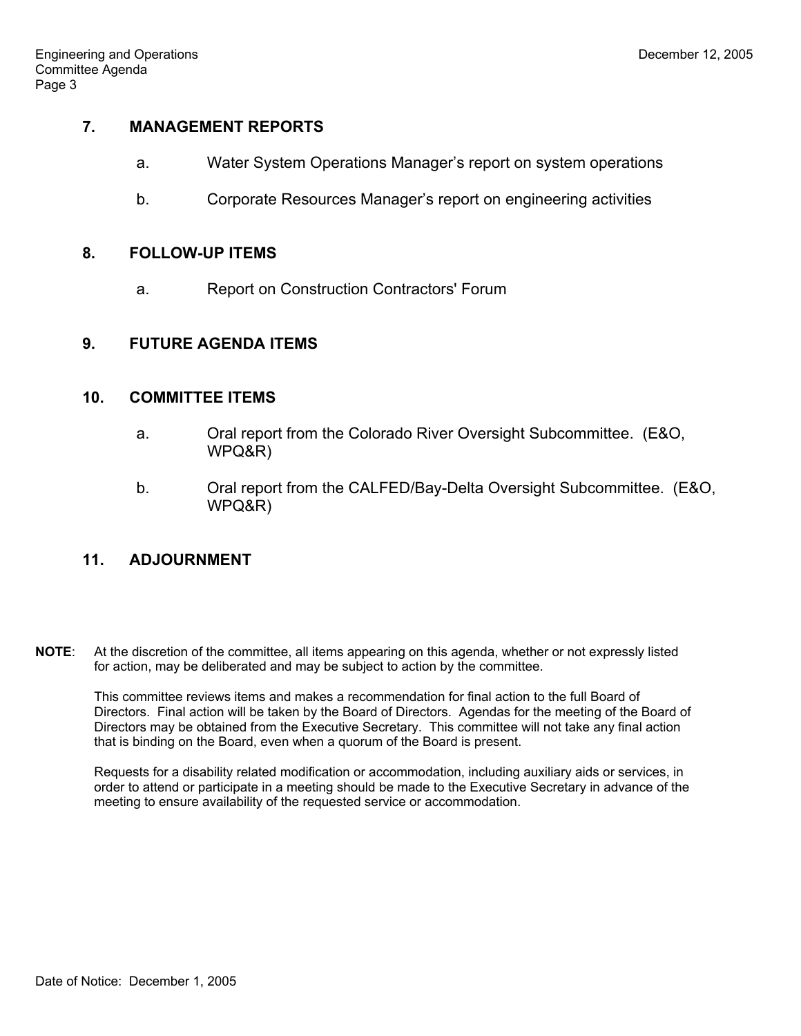**7. MANAGEMENT REPORTS**

a. Water System Operations Manager's report on system operations

b. Corporate Resources Manager's report on engineering activities

**8. FOLLOW-UP ITEMS**

a. Report on Construction Contractors' Forum

**9. FUTURE AGENDA ITEMS**

**10. COMMITTEE ITEMS**

a. Oral report from the Colorado River Oversight Subcommittee. (E&O, WPQ&R)

b. Oral report from the CALFED/Bay-Delta Oversight Subcommittee. (E&O, WPQ&R)

**11. ADJOURNMENT**

**NOTE**: At the discretion of the committee, all items appearing on this agenda, whether or not expressly listed for action, may be deliberated and may be subject to action by the committee.

This committee reviews items and makes a recommendation for final action to the full Board of Directors. Final action will be taken by the Board of Directors. Agendas for the meeting of the Board of Directors may be obtained from the Executive Secretary. This committee will not take any final action that is binding on the Board, even when a quorum of the Board is present.

Requests for a disability related modification or accommodation, including auxiliary aids or services, in order to attend or participate in a meeting should be made to the Executive Secretary in advance of the meeting to ensure availability of the requested service or accommodation.

Date of Notice: December 1, 2005